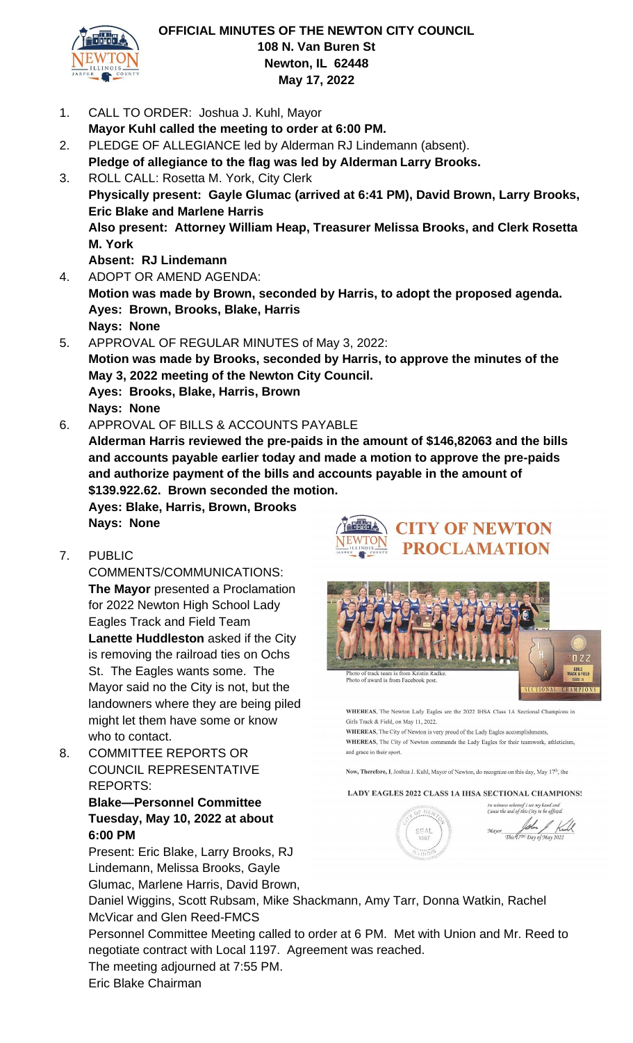# OFFICIAL MINUTES OF THE NEWTON CITY COUNCIL
**108 N. Van Buren St**
**Newton, IL 62448**
**May 17, 2022**

1. CALL TO ORDER: Joshua J. Kuhl, Mayor
   **Mayor Kuhl called the meeting to order at 6:00 PM.**
2. PLEDGE OF ALLEGIANCE led by Alderman RJ Lindemann (absent).
   **Pledge of allegiance to the flag was led by Alderman Larry Brooks.**
3. ROLL CALL: Rosetta M. York, City Clerk
   **Physically present: Gayle Glumac (arrived at 6:41 PM), David Brown, Larry Brooks, Eric Blake and Marlene Harris**
   **Also present: Attorney William Heap, Treasurer Melissa Brooks, and Clerk Rosetta M. York**
   **Absent: RJ Lindemann**
4. ADOPT OR AMEND AGENDA:
   **Motion was made by Brown, seconded by Harris, to adopt the proposed agenda.**
   **Ayes: Brown, Brooks, Blake, Harris**
   **Nays: None**
5. APPROVAL OF REGULAR MINUTES of May 3, 2022:
   **Motion was made by Brooks, seconded by Harris, to approve the minutes of the May 3, 2022 meeting of the Newton City Council.**
   **Ayes: Brooks, Blake, Harris, Brown**
   **Nays: None**
6. APPROVAL OF BILLS & ACCOUNTS PAYABLE
   **Alderman Harris reviewed the pre-paids in the amount of $146,82063 and the bills and accounts payable earlier today and made a motion to approve the pre-paids and authorize payment of the bills and accounts payable in the amount of $139.922.62. Brown seconded the motion.**
   **Ayes: Blake, Harris, Brown, Brooks**
   **Nays: None**
7. PUBLIC COMMENTS/COMMUNICATIONS:
   **The Mayor** presented a Proclamation for 2022 Newton High School Lady Eagles Track and Field Team
   **Lanette Huddleston** asked if the City is removing the railroad ties on Ochs St. The Eagles wants some. The Mayor said no the City is not, but the landowners where they are being piled might let them have some or know who to contact.

**CITY OF NEWTON PROCLAMATION**

Photo of track team is from Kristin Radke.
Photo of award is from Facebook post.

WHEREAS, The Newton Lady Eagles are the 2022 IHSA Class 1A Sectional Champions in Girls Track & Field, on May 11, 2022.
WHEREAS, The City of Newton is very proud of the Lady Eagles accomplishments,
WHEREAS, The City of Newton commends the Lady Eagles for their teamwork, athleticism, and grace in their sport.

Now, Therefore, I, Joshua J. Kuhl, Mayor of Newton, do recognize on this day, May 17th, the

**LADY EAGLES 2022 CLASS 1A IHSA SECTIONAL CHAMPIONS!**

*In witness whereof I set my hand and Cause the seal of this City to be affixed.*
Mayor ________
This 17th Day of May 2022

8. COMMITTEE REPORTS OR COUNCIL REPRESENTATIVE REPORTS:
   **Blake—Personnel Committee Tuesday, May 10, 2022 at about 6:00 PM**
   Present: Eric Blake, Larry Brooks, RJ Lindemann, Melissa Brooks, Gayle Glumac, Marlene Harris, David Brown, Daniel Wiggins, Scott Rubsam, Mike Shackmann, Amy Tarr, Donna Watkin, Rachel McVicar and Glen Reed-FMCS
   Personnel Committee Meeting called to order at 6 PM. Met with Union and Mr. Reed to negotiate contract with Local 1197. Agreement was reached.
   The meeting adjourned at 7:55 PM.
   Eric Blake Chairman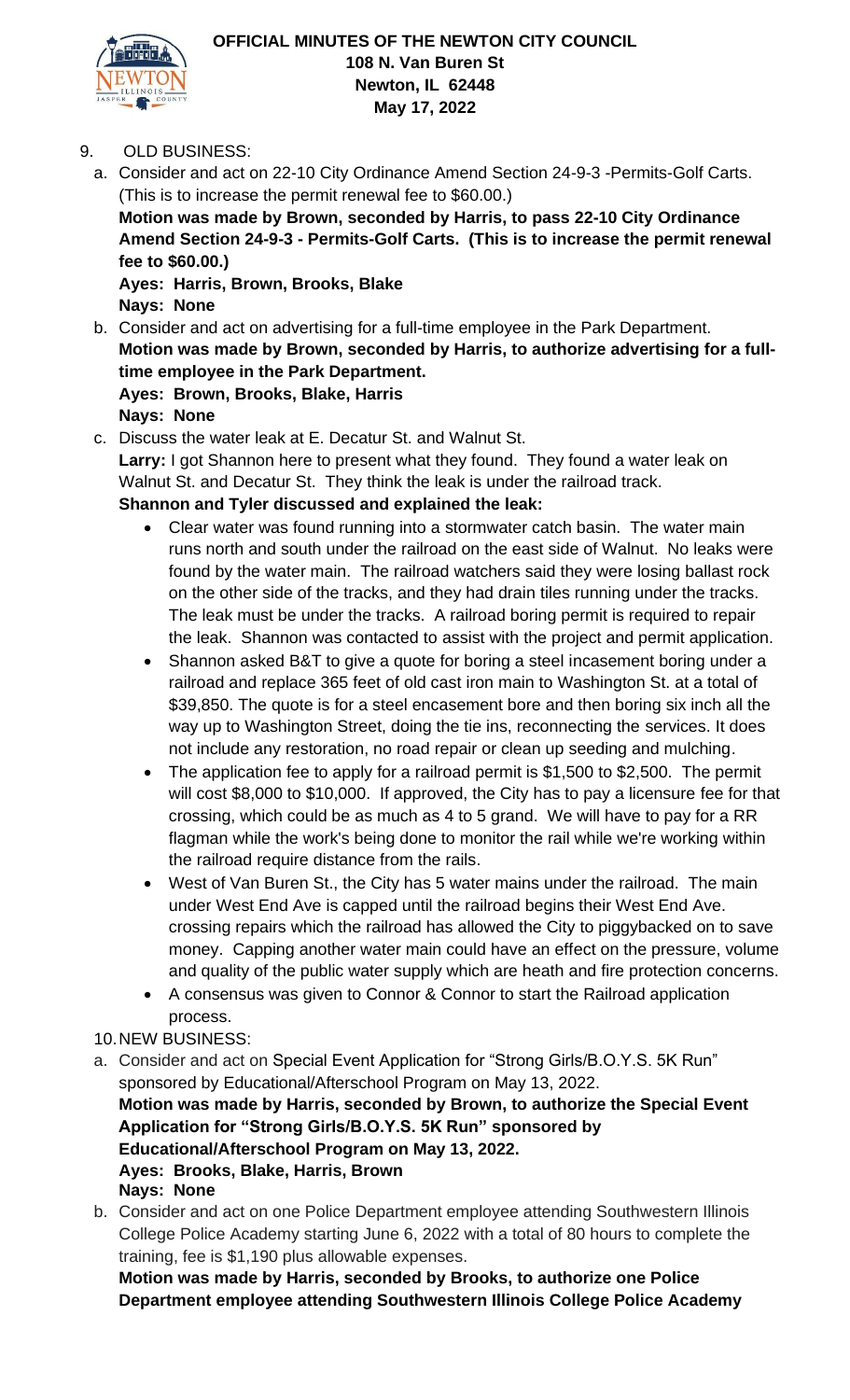**OFFICIAL MINUTES OF THE NEWTON CITY COUNCIL**
**108 N. Van Buren St**
**Newton, IL 62448**
**May 17, 2022**

9. OLD BUSINESS:

   a. Consider and act on 22-10 City Ordinance Amend Section 24-9-3 -Permits-Golf Carts. (This is to increase the permit renewal fee to $60.00.)
   **Motion was made by Brown, seconded by Harris, to pass 22-10 City Ordinance Amend Section 24-9-3 - Permits-Golf Carts. (This is to increase the permit renewal fee to $60.00.)**
   **Ayes: Harris, Brown, Brooks, Blake**
   **Nays: None**

   b. Consider and act on advertising for a full-time employee in the Park Department.
   **Motion was made by Brown, seconded by Harris, to authorize advertising for a full-time employee in the Park Department.**
   **Ayes: Brown, Brooks, Blake, Harris**
   **Nays: None**

   c. Discuss the water leak at E. Decatur St. and Walnut St.
   **Larry:** I got Shannon here to present what they found. They found a water leak on Walnut St. and Decatur St. They think the leak is under the railroad track.
   **Shannon and Tyler discussed and explained the leak:**

   - Clear water was found running into a stormwater catch basin. The water main runs north and south under the railroad on the east side of Walnut. No leaks were found by the water main. The railroad watchers said they were losing ballast rock on the other side of the tracks, and they had drain tiles running under the tracks. The leak must be under the tracks. A railroad boring permit is required to repair the leak. Shannon was contacted to assist with the project and permit application.
   - Shannon asked B&T to give a quote for boring a steel incasement boring under a railroad and replace 365 feet of old cast iron main to Washington St. at a total of $39,850. The quote is for a steel encasement bore and then boring six inch all the way up to Washington Street, doing the tie ins, reconnecting the services. It does not include any restoration, no road repair or clean up seeding and mulching.
   - The application fee to apply for a railroad permit is $1,500 to $2,500. The permit will cost $8,000 to $10,000. If approved, the City has to pay a licensure fee for that crossing, which could be as much as 4 to 5 grand. We will have to pay for a RR flagman while the work's being done to monitor the rail while we're working within the railroad require distance from the rails.
   - West of Van Buren St., the City has 5 water mains under the railroad. The main under West End Ave is capped until the railroad begins their West End Ave. crossing repairs which the railroad has allowed the City to piggybacked on to save money. Capping another water main could have an effect on the pressure, volume and quality of the public water supply which are heath and fire protection concerns.
   - A consensus was given to Connor & Connor to start the Railroad application process.

10. NEW BUSINESS:

   a. Consider and act on Special Event Application for "Strong Girls/B.O.Y.S. 5K Run" sponsored by Educational/Afterschool Program on May 13, 2022.
   **Motion was made by Harris, seconded by Brown, to authorize the Special Event Application for "Strong Girls/B.O.Y.S. 5K Run" sponsored by Educational/Afterschool Program on May 13, 2022.**
   **Ayes: Brooks, Blake, Harris, Brown**
   **Nays: None**

   b. Consider and act on one Police Department employee attending Southwestern Illinois College Police Academy starting June 6, 2022 with a total of 80 hours to complete the training, fee is $1,190 plus allowable expenses.
   **Motion was made by Harris, seconded by Brooks, to authorize one Police Department employee attending Southwestern Illinois College Police Academy**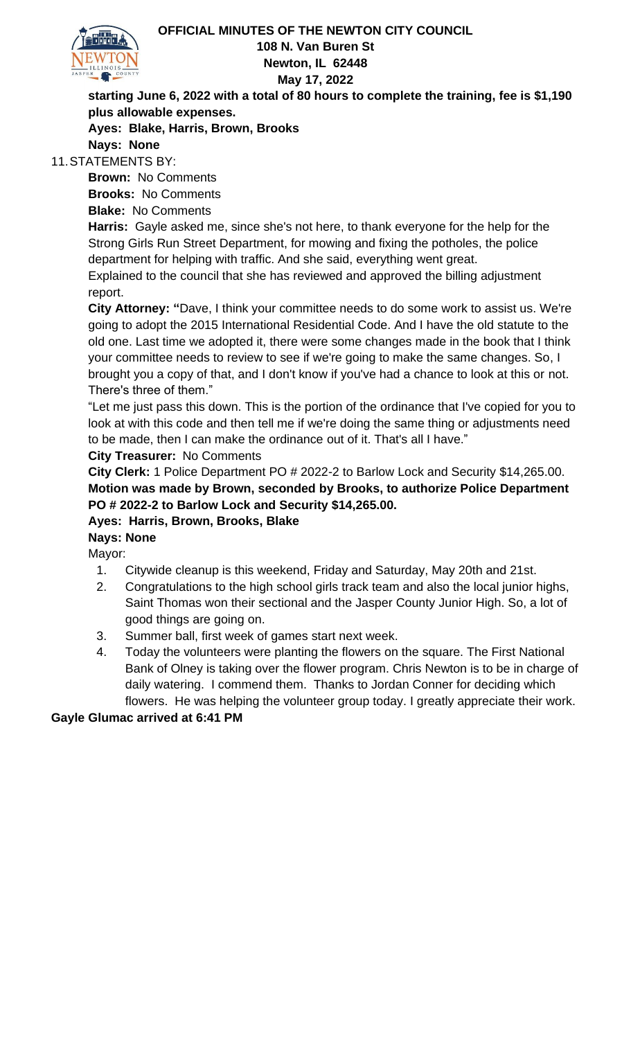**starting June 6, 2022 with a total of 80 hours to complete the training, fee is $1,190 plus allowable expenses.**

**Ayes: Blake, Harris, Brown, Brooks**

**Nays: None**

11. STATEMENTS BY:

**Brown:** No Comments

**Brooks:** No Comments

**Blake:** No Comments

**Harris:** Gayle asked me, since she's not here, to thank everyone for the help for the Strong Girls Run Street Department, for mowing and fixing the potholes, the police department for helping with traffic. And she said, everything went great.

Explained to the council that she has reviewed and approved the billing adjustment report.

**City Attorney:** "Dave, I think your committee needs to do some work to assist us. We're going to adopt the 2015 International Residential Code. And I have the old statute to the old one. Last time we adopted it, there were some changes made in the book that I think your committee needs to review to see if we're going to make the same changes. So, I brought you a copy of that, and I don't know if you've had a chance to look at this or not. There's three of them."

"Let me just pass this down. This is the portion of the ordinance that I've copied for you to look at with this code and then tell me if we're doing the same thing or adjustments need to be made, then I can make the ordinance out of it. That's all I have."

**City Treasurer:** No Comments

**City Clerk:** 1 Police Department PO # 2022-2 to Barlow Lock and Security $14,265.00.

**Motion was made by Brown, seconded by Brooks, to authorize Police Department PO # 2022-2 to Barlow Lock and Security $14,265.00.**

**Ayes: Harris, Brown, Brooks, Blake**

**Nays: None**

Mayor:

1. Citywide cleanup is this weekend, Friday and Saturday, May 20th and 21st.
2. Congratulations to the high school girls track team and also the local junior highs, Saint Thomas won their sectional and the Jasper County Junior High. So, a lot of good things are going on.
3. Summer ball, first week of games start next week.
4. Today the volunteers were planting the flowers on the square. The First National Bank of Olney is taking over the flower program. Chris Newton is to be in charge of daily watering. I commend them. Thanks to Jordan Conner for deciding which flowers. He was helping the volunteer group today. I greatly appreciate their work.

**Gayle Glumac arrived at 6:41 PM**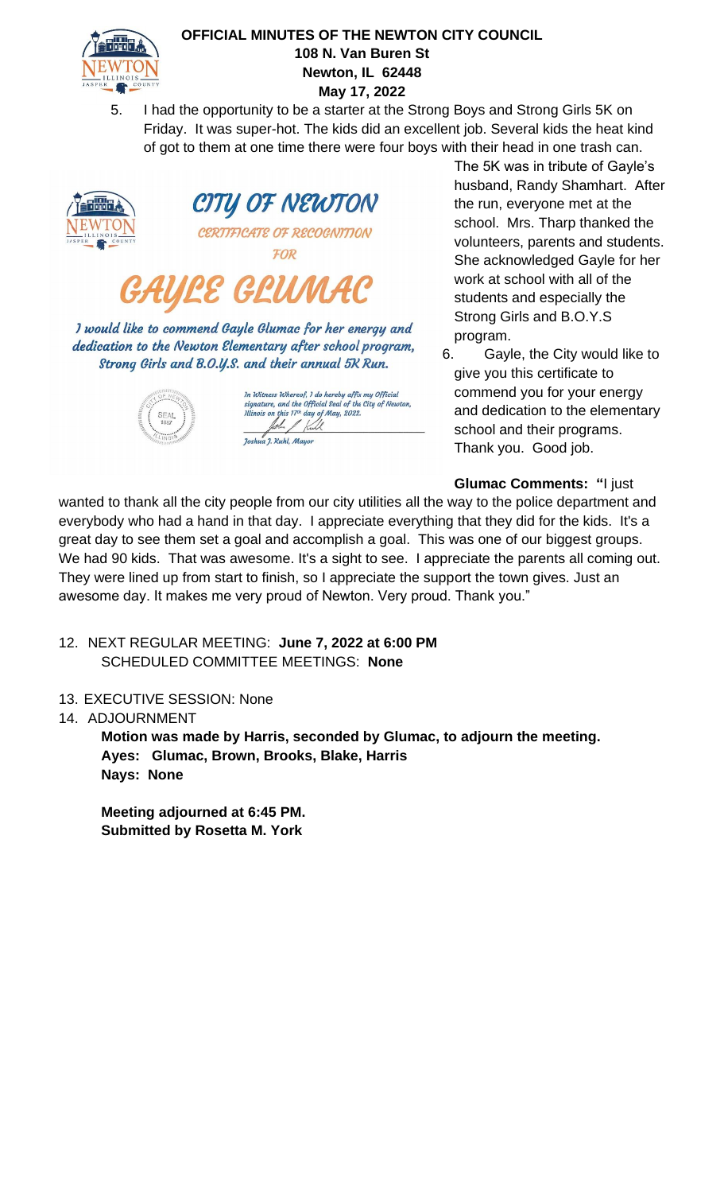5. I had the opportunity to be a starter at the Strong Boys and Strong Girls 5K on Friday. It was super-hot. The kids did an excellent job. Several kids the heat kind of got to them at one time there were four boys with their head in one trash can.

CITY OF NEWTON

CERTIFICATE OF RECOGNITION

FOR

GAYLE GLUMAC

I would like to commend Gayle Glumac for her energy and dedication to the Newton Elementary after school program, Strong Girls and B.O.Y.S. and their annual 5K Run.

In Witness Whereof, I do hereby affix my Official signature, and the Official Seal of the City of Newton, Illinois on this 17th day of May, 2022.

Joshua J. Kuhl, Mayor

The 5K was in tribute of Gayle's husband, Randy Shamhart. After the run, everyone met at the school. Mrs. Tharp thanked the volunteers, parents and students. She acknowledged Gayle for her work at school with all of the students and especially the Strong Girls and B.O.Y.S program.

6. Gayle, the City would like to give you this certificate to commend you for your energy and dedication to the elementary school and their programs. Thank you. Good job.

**Glumac Comments: "**I just wanted to thank all the city people from our city utilities all the way to the police department and everybody who had a hand in that day. I appreciate everything that they did for the kids. It's a great day to see them set a goal and accomplish a goal. This was one of our biggest groups. We had 90 kids. That was awesome. It's a sight to see. I appreciate the parents all coming out. They were lined up from start to finish, so I appreciate the support the town gives. Just an awesome day. It makes me very proud of Newton. Very proud. Thank you."

12. NEXT REGULAR MEETING: **June 7, 2022 at 6:00 PM**
    SCHEDULED COMMITTEE MEETINGS: **None**

13. EXECUTIVE SESSION: None

14. ADJOURNMENT

    **Motion was made by Harris, seconded by Glumac, to adjourn the meeting.**
    **Ayes: Glumac, Brown, Brooks, Blake, Harris**
    **Nays: None**

    **Meeting adjourned at 6:45 PM.**
    **Submitted by Rosetta M. York**